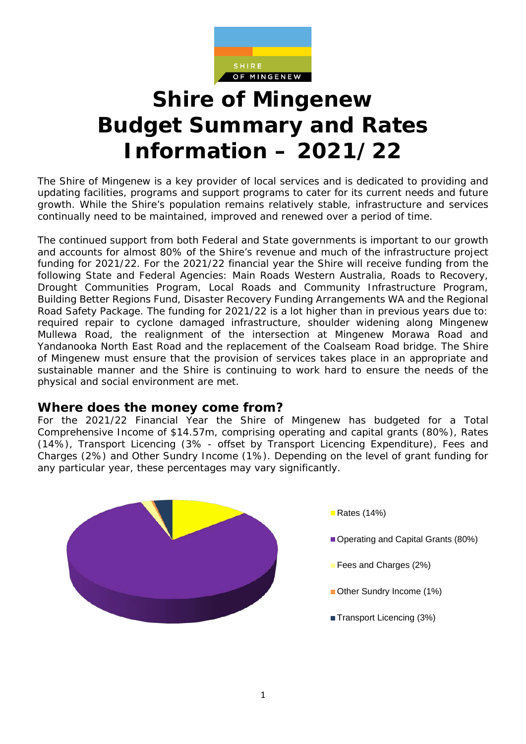# Shire of Mingenew Budget Summary and Rates Information – 2021/22

The Shire of Mingenew is a key provider of local services and is dedicated to providing and updating facilities, programs and support programs to cater for its current needs and future growth. While the Shire's population remains relatively stable, infrastructure and services continually need to be maintained, improved and renewed over a period of time.

The continued support from both Federal and State governments is important to our growth and accounts for almost 80% of the Shire's revenue and much of the infrastructure project funding for 2021/22. For the 2021/22 financial year the Shire will receive funding from the following State and Federal Agencies: Main Roads Western Australia, Roads to Recovery, Drought Communities Program, Local Roads and Community Infrastructure Program, Building Better Regions Fund, Disaster Recovery Funding Arrangements WA and the Regional Road Safety Package. The funding for 2021/22 is a lot higher than in previous years due to: required repair to cyclone damaged infrastructure, shoulder widening along Mingenew Mullewa Road, the realignment of the intersection at Mingenew Morawa Road and Yandanooka North East Road and the replacement of the Coalseam Road bridge. The Shire of Mingenew must ensure that the provision of services takes place in an appropriate and sustainable manner and the Shire is continuing to work hard to ensure the needs of the physical and social environment are met.

## Where does the money come from?

For the 2021/22 Financial Year the Shire of Mingenew has budgeted for a Total Comprehensive Income of $14.57m, comprising operating and capital grants (80%), Rates (14%), Transport Licencing (3% - offset by Transport Licencing Expenditure), Fees and Charges (2%) and Other Sundry Income (1%). Depending on the level of grant funding for any particular year, these percentages may vary significantly.

- Rates (14%)
- Operating and Capital Grants (80%)
- Fees and Charges (2%)
- Other Sundry Income (1%)
- Transport Licencing (3%)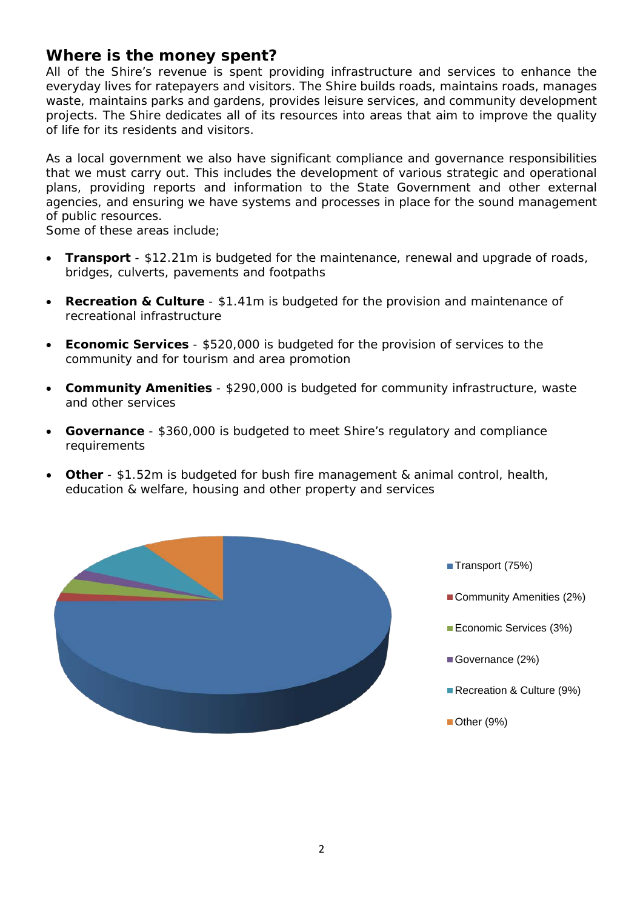## Where is the money spent?

All of the Shire's revenue is spent providing infrastructure and services to enhance the everyday lives for ratepayers and visitors. The Shire builds roads, maintains roads, manages waste, maintains parks and gardens, provides leisure services, and community development projects. The Shire dedicates all of its resources into areas that aim to improve the quality of life for its residents and visitors.

As a local government we also have significant compliance and governance responsibilities that we must carry out. This includes the development of various strategic and operational plans, providing reports and information to the State Government and other external agencies, and ensuring we have systems and processes in place for the sound management of public resources.

Some of these areas include;

- **Transport** - $12.21m is budgeted for the maintenance, renewal and upgrade of roads, bridges, culverts, pavements and footpaths
- **Recreation & Culture** - $1.41m is budgeted for the provision and maintenance of recreational infrastructure
- **Economic Services** - $520,000 is budgeted for the provision of services to the community and for tourism and area promotion
- **Community Amenities** - $290,000 is budgeted for community infrastructure, waste and other services
- **Governance** - $360,000 is budgeted to meet Shire's regulatory and compliance requirements
- **Other** - $1.52m is budgeted for bush fire management & animal control, health, education & welfare, housing and other property and services

- Transport (75%)
- Community Amenities (2%)
- Economic Services (3%)
- Governance (2%)
- Recreation & Culture (9%)
- Other (9%)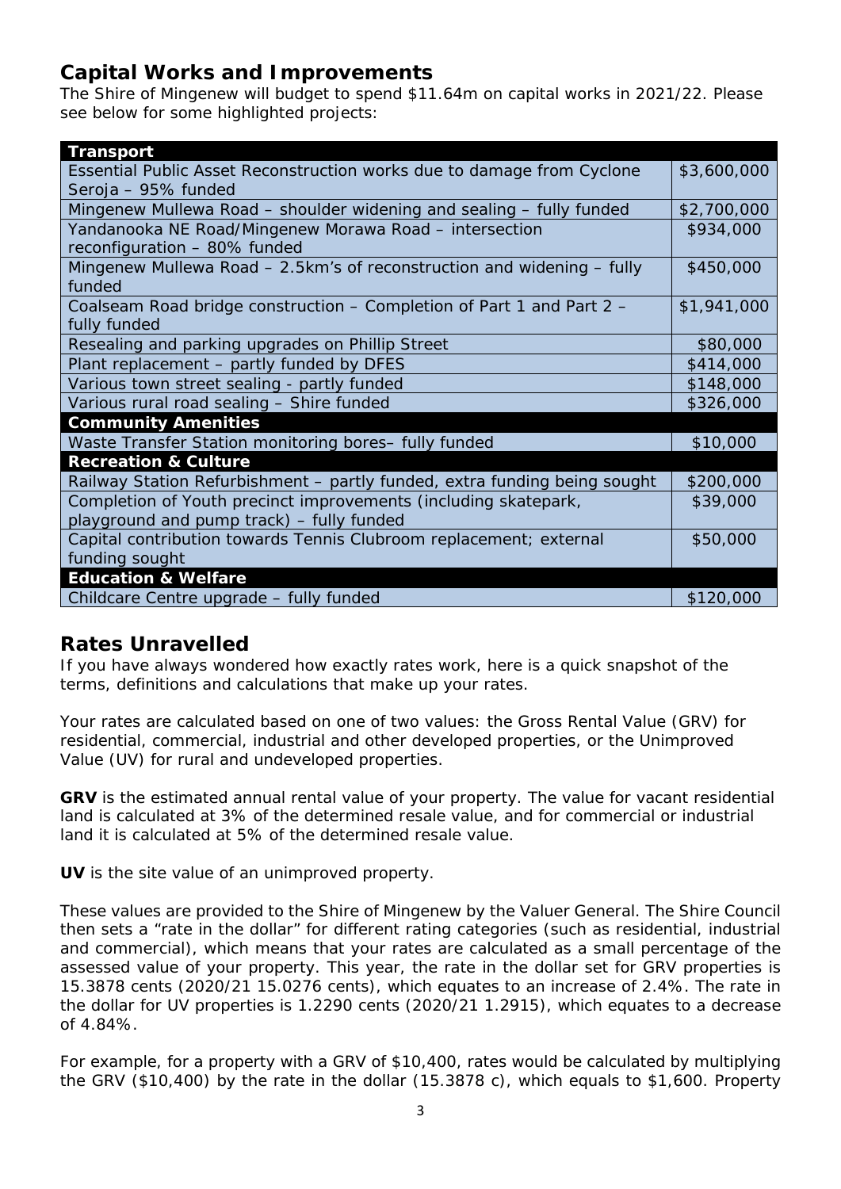## Capital Works and Improvements

The Shire of Mingenew will budget to spend $11.64m on capital works in 2021/22. Please see below for some highlighted projects:

| **Transport** | |
|---|---|
| Essential Public Asset Reconstruction works due to damage from Cyclone Seroja – 95% funded | $3,600,000 |
| Mingenew Mullewa Road – shoulder widening and sealing – fully funded | $2,700,000 |
| Yandanooka NE Road/Mingenew Morawa Road – intersection reconfiguration – 80% funded | $934,000 |
| Mingenew Mullewa Road – 2.5km's of reconstruction and widening – fully funded | $450,000 |
| Coalseam Road bridge construction – Completion of Part 1 and Part 2 – fully funded | $1,941,000 |
| Resealing and parking upgrades on Phillip Street | $80,000 |
| Plant replacement – partly funded by DFES | $414,000 |
| Various town street sealing - partly funded | $148,000 |
| Various rural road sealing – Shire funded | $326,000 |
| **Community Amenities** | |
| Waste Transfer Station monitoring bores– fully funded | $10,000 |
| **Recreation & Culture** | |
| Railway Station Refurbishment – partly funded, extra funding being sought | $200,000 |
| Completion of Youth precinct improvements (including skatepark, playground and pump track) – fully funded | $39,000 |
| Capital contribution towards Tennis Clubroom replacement; external funding sought | $50,000 |
| **Education & Welfare** | |
| Childcare Centre upgrade – fully funded | $120,000 |

## Rates Unravelled

If you have always wondered how exactly rates work, here is a quick snapshot of the terms, definitions and calculations that make up your rates.

Your rates are calculated based on one of two values: the Gross Rental Value (GRV) for residential, commercial, industrial and other developed properties, or the Unimproved Value (UV) for rural and undeveloped properties.

**GRV** is the estimated annual rental value of your property. The value for vacant residential land is calculated at 3% of the determined resale value, and for commercial or industrial land it is calculated at 5% of the determined resale value.

**UV** is the site value of an unimproved property.

These values are provided to the Shire of Mingenew by the Valuer General. The Shire Council then sets a "rate in the dollar" for different rating categories (such as residential, industrial and commercial), which means that your rates are calculated as a small percentage of the assessed value of your property. This year, the rate in the dollar set for GRV properties is 15.3878 cents (2020/21 15.0276 cents), which equates to an increase of 2.4%. The rate in the dollar for UV properties is 1.2290 cents (2020/21 1.2915), which equates to a decrease of 4.84%.

For example, for a property with a GRV of $10,400, rates would be calculated by multiplying the GRV ($10,400) by the rate in the dollar (15.3878 c), which equals to $1,600. Property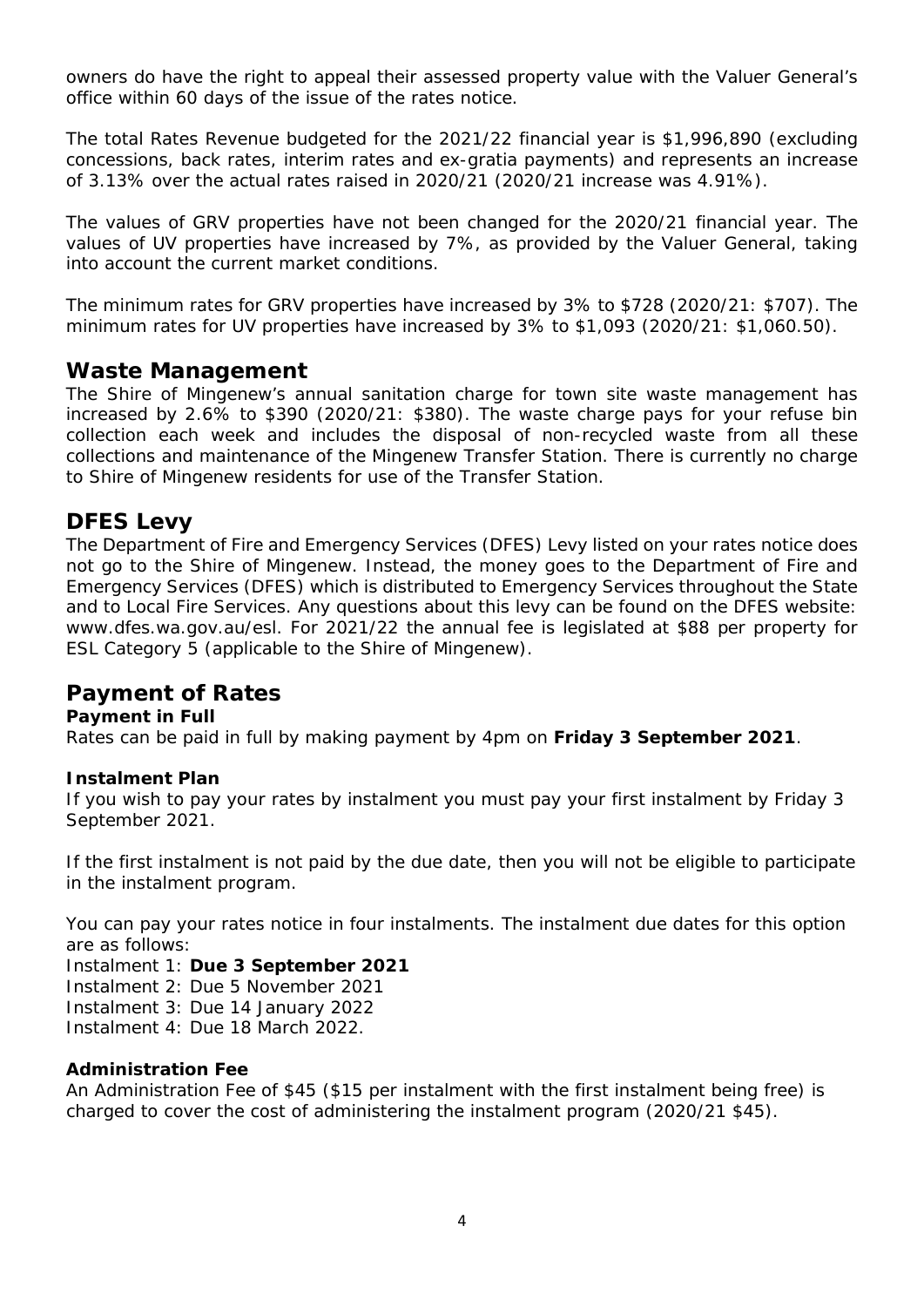owners do have the right to appeal their assessed property value with the Valuer General's office within 60 days of the issue of the rates notice.

The total Rates Revenue budgeted for the 2021/22 financial year is $1,996,890 (excluding concessions, back rates, interim rates and ex-gratia payments) and represents an increase of 3.13% over the actual rates raised in 2020/21 (2020/21 increase was 4.91%).

The values of GRV properties have not been changed for the 2020/21 financial year. The values of UV properties have increased by 7%, as provided by the Valuer General, taking into account the current market conditions.

The minimum rates for GRV properties have increased by 3% to $728 (2020/21: $707). The minimum rates for UV properties have increased by 3% to $1,093 (2020/21: $1,060.50).

## Waste Management

The Shire of Mingenew's annual sanitation charge for town site waste management has increased by 2.6% to $390 (2020/21: $380). The waste charge pays for your refuse bin collection each week and includes the disposal of non-recycled waste from all these collections and maintenance of the Mingenew Transfer Station. There is currently no charge to Shire of Mingenew residents for use of the Transfer Station.

## DFES Levy

The Department of Fire and Emergency Services (DFES) Levy listed on your rates notice does not go to the Shire of Mingenew. Instead, the money goes to the Department of Fire and Emergency Services (DFES) which is distributed to Emergency Services throughout the State and to Local Fire Services. Any questions about this levy can be found on the DFES website: www.dfes.wa.gov.au/esl. For 2021/22 the annual fee is legislated at $88 per property for ESL Category 5 (applicable to the Shire of Mingenew).

## Payment of Rates

### Payment in Full

Rates can be paid in full by making payment by 4pm on **Friday 3 September 2021**.

### Instalment Plan

If you wish to pay your rates by instalment you must pay your first instalment by Friday 3 September 2021.

If the first instalment is not paid by the due date, then you will not be eligible to participate in the instalment program.

You can pay your rates notice in four instalments. The instalment due dates for this option are as follows:

Instalment 1: **Due 3 September 2021**  
Instalment 2: Due 5 November 2021  
Instalment 3: Due 14 January 2022  
Instalment 4: Due 18 March 2022.

### Administration Fee

An Administration Fee of $45 ($15 per instalment with the first instalment being free) is charged to cover the cost of administering the instalment program (2020/21 $45).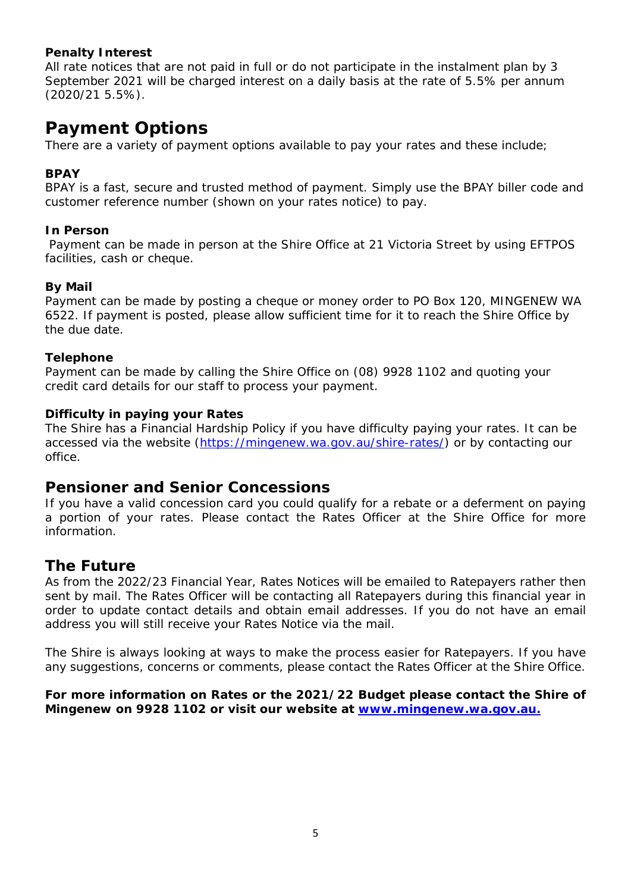### Penalty Interest

All rate notices that are not paid in full or do not participate in the instalment plan by 3 September 2021 will be charged interest on a daily basis at the rate of 5.5% per annum (2020/21 5.5%).

## Payment Options

There are a variety of payment options available to pay your rates and these include;

### BPAY

BPAY is a fast, secure and trusted method of payment. Simply use the BPAY biller code and customer reference number (shown on your rates notice) to pay.

### In Person

Payment can be made in person at the Shire Office at 21 Victoria Street by using EFTPOS facilities, cash or cheque.

### By Mail

Payment can be made by posting a cheque or money order to PO Box 120, MINGENEW WA 6522. If payment is posted, please allow sufficient time for it to reach the Shire Office by the due date.

### Telephone

Payment can be made by calling the Shire Office on (08) 9928 1102 and quoting your credit card details for our staff to process your payment.

### Difficulty in paying your Rates

The Shire has a Financial Hardship Policy if you have difficulty paying your rates. It can be accessed via the website (https://mingenew.wa.gov.au/shire-rates/) or by contacting our office.

## Pensioner and Senior Concessions

If you have a valid concession card you could qualify for a rebate or a deferment on paying a portion of your rates. Please contact the Rates Officer at the Shire Office for more information.

## The Future

As from the 2022/23 Financial Year, Rates Notices will be emailed to Ratepayers rather then sent by mail. The Rates Officer will be contacting all Ratepayers during this financial year in order to update contact details and obtain email addresses. If you do not have an email address you will still receive your Rates Notice via the mail.

The Shire is always looking at ways to make the process easier for Ratepayers. If you have any suggestions, concerns or comments, please contact the Rates Officer at the Shire Office.

**For more information on Rates or the 2021/22 Budget please contact the Shire of Mingenew on 9928 1102 or visit our website at www.mingenew.wa.gov.au.**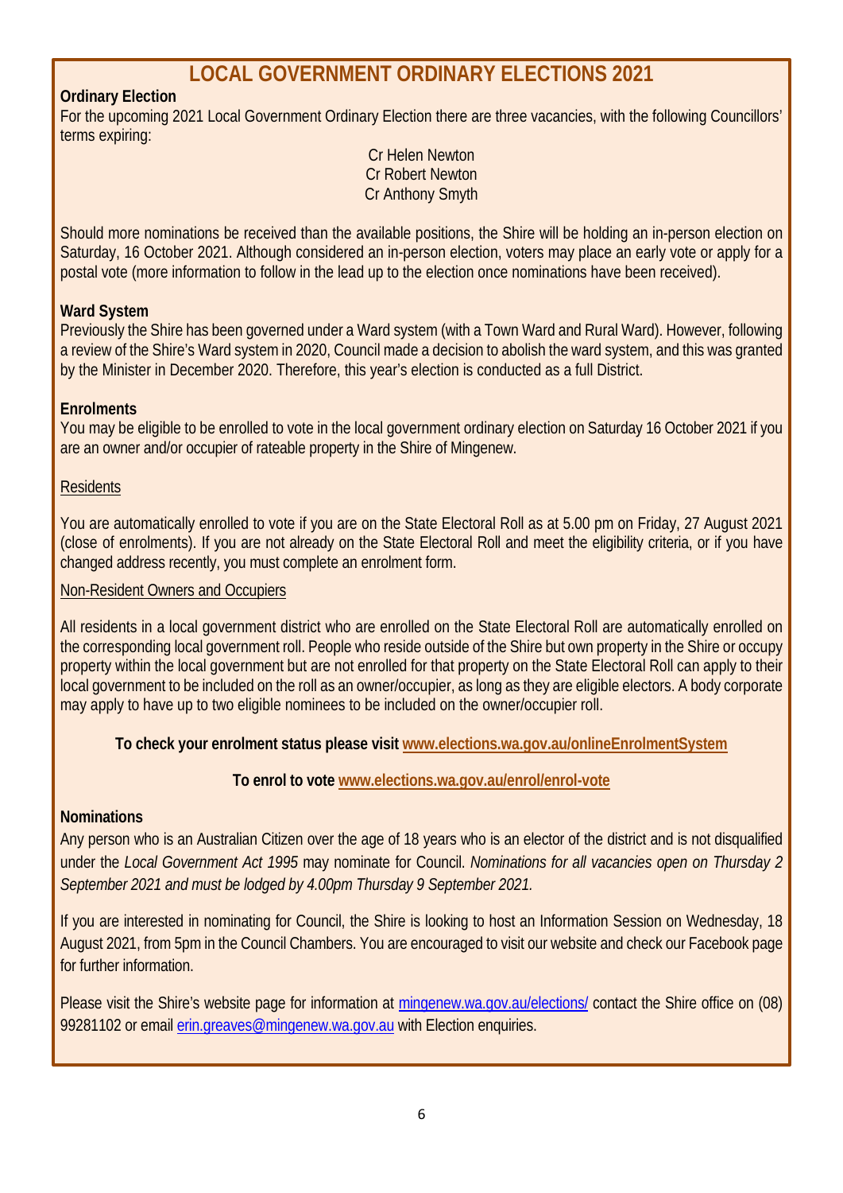# LOCAL GOVERNMENT ORDINARY ELECTIONS 2021

**Ordinary Election**

For the upcoming 2021 Local Government Ordinary Election there are three vacancies, with the following Councillors' terms expiring:

Cr Helen Newton
Cr Robert Newton
Cr Anthony Smyth

Should more nominations be received than the available positions, the Shire will be holding an in-person election on Saturday, 16 October 2021. Although considered an in-person election, voters may place an early vote or apply for a postal vote (more information to follow in the lead up to the election once nominations have been received).

**Ward System**

Previously the Shire has been governed under a Ward system (with a Town Ward and Rural Ward). However, following a review of the Shire's Ward system in 2020, Council made a decision to abolish the ward system, and this was granted by the Minister in December 2020. Therefore, this year's election is conducted as a full District.

**Enrolments**

You may be eligible to be enrolled to vote in the local government ordinary election on Saturday 16 October 2021 if you are an owner and/or occupier of rateable property in the Shire of Mingenew.

Residents

You are automatically enrolled to vote if you are on the State Electoral Roll as at 5.00 pm on Friday, 27 August 2021 (close of enrolments). If you are not already on the State Electoral Roll and meet the eligibility criteria, or if you have changed address recently, you must complete an enrolment form.

Non-Resident Owners and Occupiers

All residents in a local government district who are enrolled on the State Electoral Roll are automatically enrolled on the corresponding local government roll. People who reside outside of the Shire but own property in the Shire or occupy property within the local government but are not enrolled for that property on the State Electoral Roll can apply to their local government to be included on the roll as an owner/occupier, as long as they are eligible electors. A body corporate may apply to have up to two eligible nominees to be included on the owner/occupier roll.

**To check your enrolment status please visit www.elections.wa.gov.au/onlineEnrolmentSystem**

**To enrol to vote www.elections.wa.gov.au/enrol/enrol-vote**

**Nominations**

Any person who is an Australian Citizen over the age of 18 years who is an elector of the district and is not disqualified under the *Local Government Act 1995* may nominate for Council. *Nominations for all vacancies open on Thursday 2 September 2021 and must be lodged by 4.00pm Thursday 9 September 2021.*

If you are interested in nominating for Council, the Shire is looking to host an Information Session on Wednesday, 18 August 2021, from 5pm in the Council Chambers. You are encouraged to visit our website and check our Facebook page for further information.

Please visit the Shire's website page for information at mingenew.wa.gov.au/elections/ contact the Shire office on (08) 99281102 or email erin.greaves@mingenew.wa.gov.au with Election enquiries.